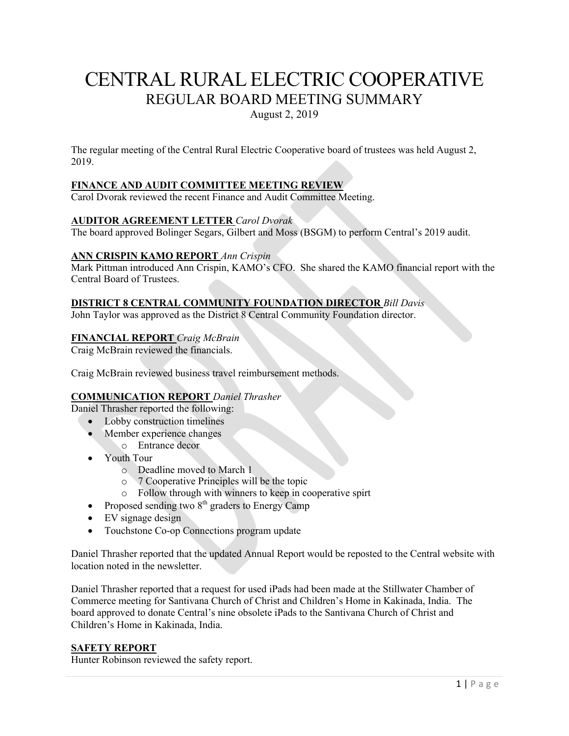# CENTRAL RURAL ELECTRIC COOPERATIVE

## REGULAR BOARD MEETING SUMMARY

August 2, 2019

The regular meeting of the Central Rural Electric Cooperative board of trustees was held August 2, 2019.

### FINANCE AND AUDIT COMMITTEE MEETING REVIEW

Carol Dvorak reviewed the recent Finance and Audit Committee Meeting.

### AUDITOR AGREEMENT LETTER *Carol Dvorak*

The board approved Bolinger Segars, Gilbert and Moss (BSGM) to perform Central's 2019 audit.

### ANN CRISPIN KAMO REPORT *Ann Crispin*

Mark Pittman introduced Ann Crispin, KAMO's CFO. She shared the KAMO financial report with the Central Board of Trustees.

### DISTRICT 8 CENTRAL COMMUNITY FOUNDATION DIRECTOR *Bill Davis*

John Taylor was approved as the District 8 Central Community Foundation director.

### FINANCIAL REPORT *Craig McBrain*

Craig McBrain reviewed the financials.

Craig McBrain reviewed business travel reimbursement methods.

### COMMUNICATION REPORT *Daniel Thrasher*

Daniel Thrasher reported the following:

- Lobby construction timelines
- Member experience changes
  - Entrance decor
- Youth Tour
  - Deadline moved to March 1
  - 7 Cooperative Principles will be the topic
  - Follow through with winners to keep in cooperative spirt
- Proposed sending two 8th graders to Energy Camp
- EV signage design
- Touchstone Co-op Connections program update

Daniel Thrasher reported that the updated Annual Report would be reposted to the Central website with location noted in the newsletter.

Daniel Thrasher reported that a request for used iPads had been made at the Stillwater Chamber of Commerce meeting for Santivana Church of Christ and Children's Home in Kakinada, India. The board approved to donate Central's nine obsolete iPads to the Santivana Church of Christ and Children's Home in Kakinada, India.

### SAFETY REPORT

Hunter Robinson reviewed the safety report.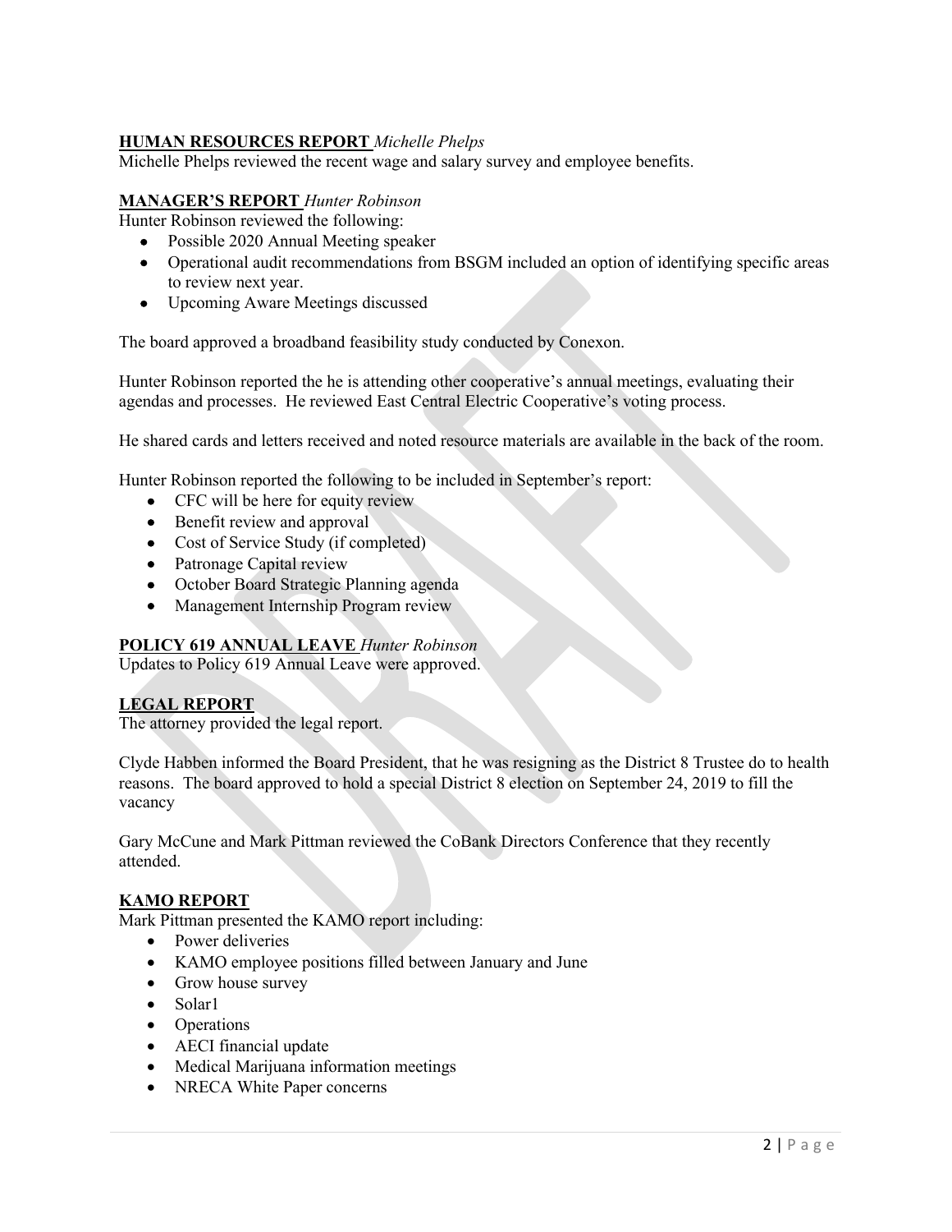**HUMAN RESOURCES REPORT** *Michelle Phelps*
Michelle Phelps reviewed the recent wage and salary survey and employee benefits.

**MANAGER'S REPORT** *Hunter Robinson*
Hunter Robinson reviewed the following:

- Possible 2020 Annual Meeting speaker
- Operational audit recommendations from BSGM included an option of identifying specific areas to review next year.
- Upcoming Aware Meetings discussed

The board approved a broadband feasibility study conducted by Conexon.

Hunter Robinson reported the he is attending other cooperative's annual meetings, evaluating their agendas and processes. He reviewed East Central Electric Cooperative's voting process.

He shared cards and letters received and noted resource materials are available in the back of the room.

Hunter Robinson reported the following to be included in September's report:

- CFC will be here for equity review
- Benefit review and approval
- Cost of Service Study (if completed)
- Patronage Capital review
- October Board Strategic Planning agenda
- Management Internship Program review

**POLICY 619 ANNUAL LEAVE** *Hunter Robinson*
Updates to Policy 619 Annual Leave were approved.

**LEGAL REPORT**
The attorney provided the legal report.

Clyde Habben informed the Board President, that he was resigning as the District 8 Trustee do to health reasons. The board approved to hold a special District 8 election on September 24, 2019 to fill the vacancy

Gary McCune and Mark Pittman reviewed the CoBank Directors Conference that they recently attended.

**KAMO REPORT**
Mark Pittman presented the KAMO report including:

- Power deliveries
- KAMO employee positions filled between January and June
- Grow house survey
- Solar1
- Operations
- AECI financial update
- Medical Marijuana information meetings
- NRECA White Paper concerns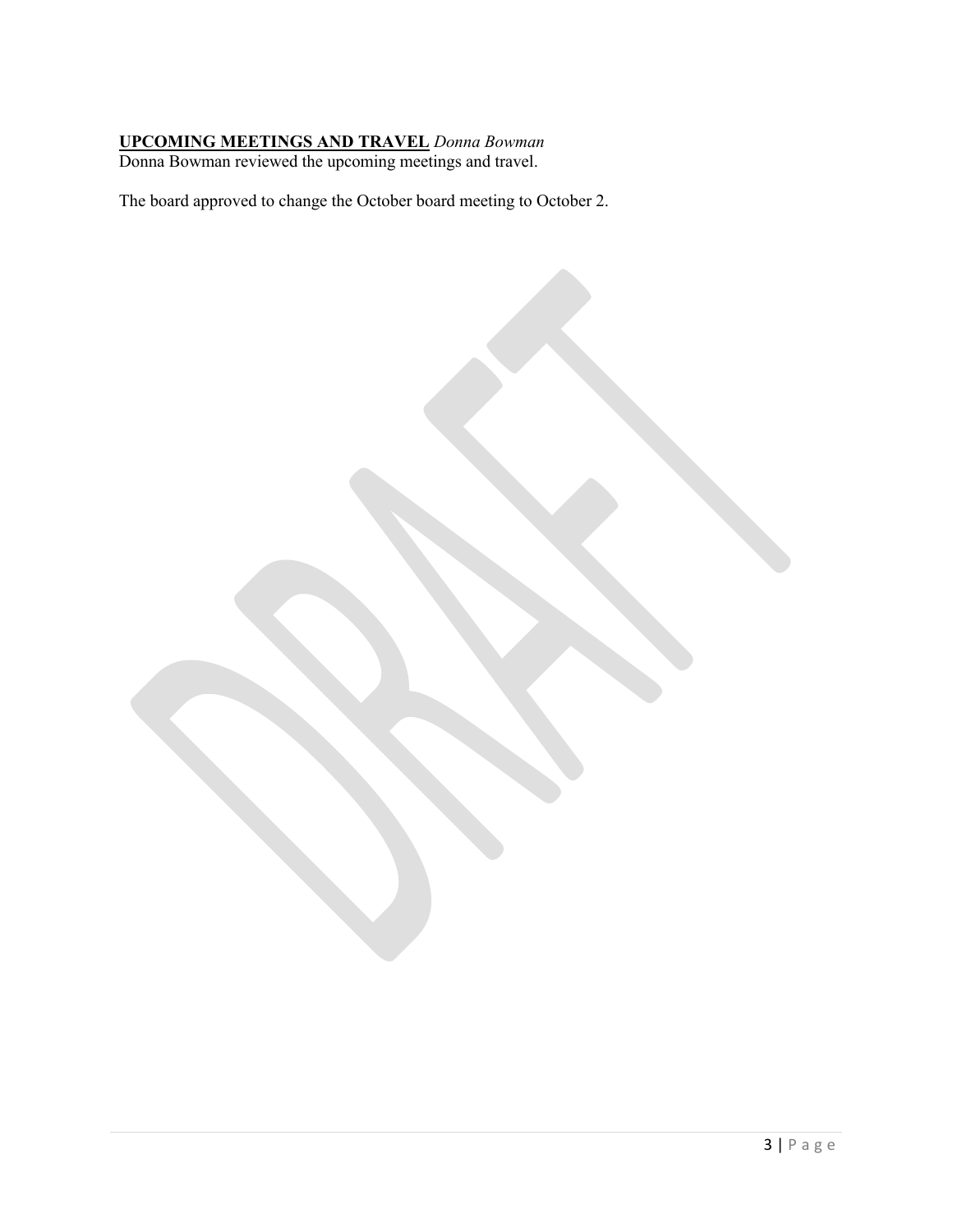**UPCOMING MEETINGS AND TRAVEL** *Donna Bowman*

Donna Bowman reviewed the upcoming meetings and travel.

The board approved to change the October board meeting to October 2.